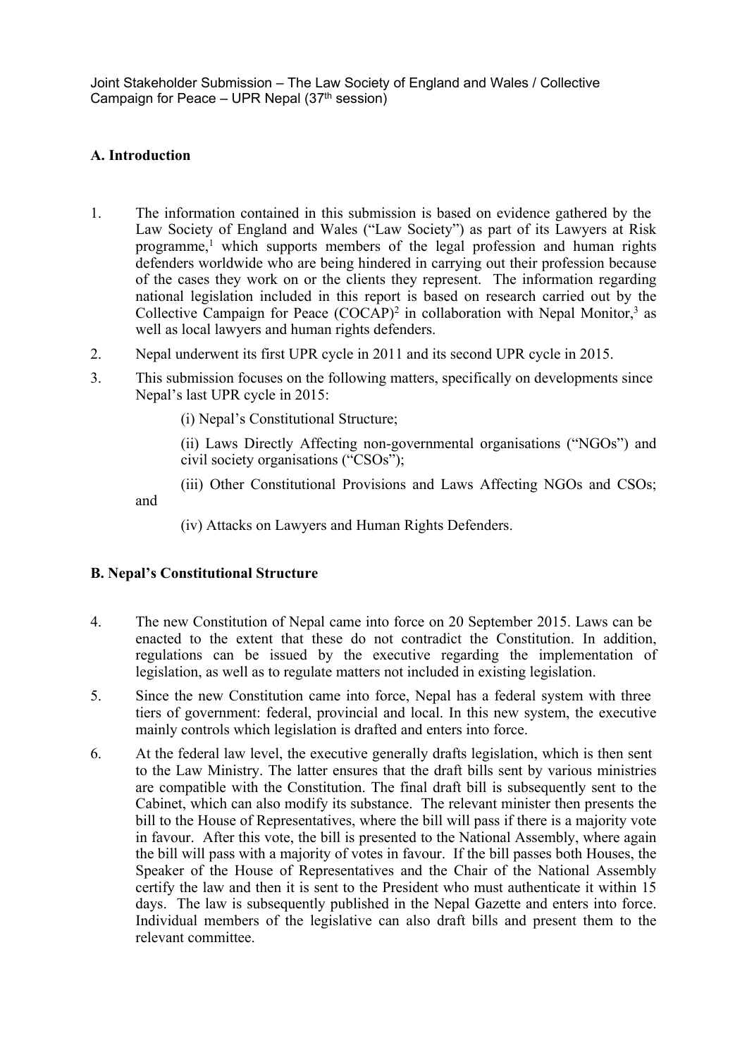Joint Stakeholder Submission – The Law Society of England and Wales / Collective Campaign for Peace – UPR Nepal (37th session)

## A. Introduction

1. The information contained in this submission is based on evidence gathered by the Law Society of England and Wales ("Law Society") as part of its Lawyers at Risk programme,[1] which supports members of the legal profession and human rights defenders worldwide who are being hindered in carrying out their profession because of the cases they work on or the clients they represent. The information regarding national legislation included in this report is based on research carried out by the Collective Campaign for Peace (COCAP)[2] in collaboration with Nepal Monitor,[3] as well as local lawyers and human rights defenders.
2. Nepal underwent its first UPR cycle in 2011 and its second UPR cycle in 2015.
3. This submission focuses on the following matters, specifically on developments since Nepal's last UPR cycle in 2015:

   (i) Nepal's Constitutional Structure;

   (ii) Laws Directly Affecting non-governmental organisations ("NGOs") and civil society organisations ("CSOs");

   (iii) Other Constitutional Provisions and Laws Affecting NGOs and CSOs; and

   (iv) Attacks on Lawyers and Human Rights Defenders.

## B. Nepal's Constitutional Structure

4. The new Constitution of Nepal came into force on 20 September 2015. Laws can be enacted to the extent that these do not contradict the Constitution. In addition, regulations can be issued by the executive regarding the implementation of legislation, as well as to regulate matters not included in existing legislation.
5. Since the new Constitution came into force, Nepal has a federal system with three tiers of government: federal, provincial and local. In this new system, the executive mainly controls which legislation is drafted and enters into force.
6. At the federal law level, the executive generally drafts legislation, which is then sent to the Law Ministry. The latter ensures that the draft bills sent by various ministries are compatible with the Constitution. The final draft bill is subsequently sent to the Cabinet, which can also modify its substance. The relevant minister then presents the bill to the House of Representatives, where the bill will pass if there is a majority vote in favour. After this vote, the bill is presented to the National Assembly, where again the bill will pass with a majority of votes in favour. If the bill passes both Houses, the Speaker of the House of Representatives and the Chair of the National Assembly certify the law and then it is sent to the President who must authenticate it within 15 days. The law is subsequently published in the Nepal Gazette and enters into force. Individual members of the legislative can also draft bills and present them to the relevant committee.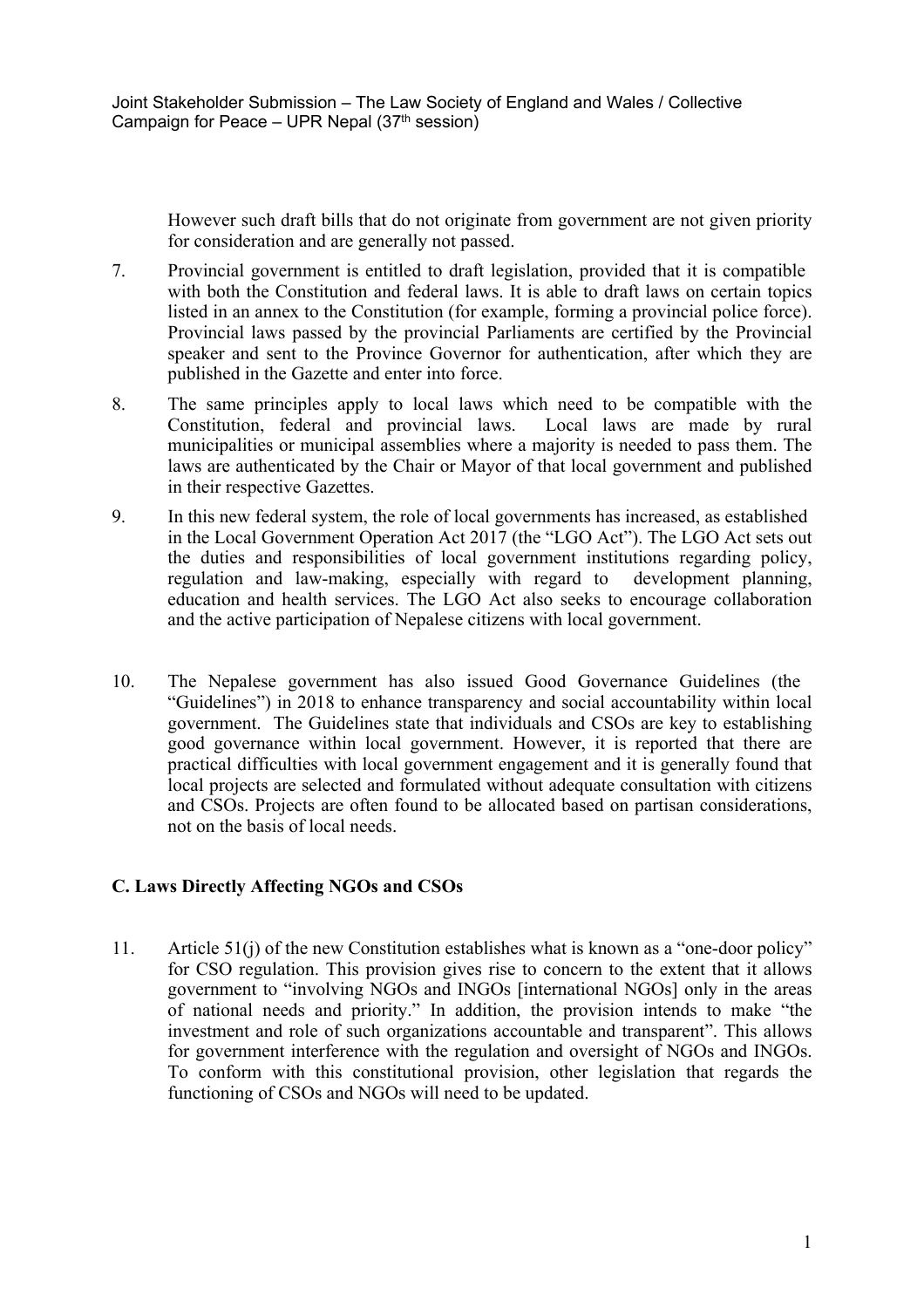However such draft bills that do not originate from government are not given priority for consideration and are generally not passed.

7. Provincial government is entitled to draft legislation, provided that it is compatible with both the Constitution and federal laws. It is able to draft laws on certain topics listed in an annex to the Constitution (for example, forming a provincial police force). Provincial laws passed by the provincial Parliaments are certified by the Provincial speaker and sent to the Province Governor for authentication, after which they are published in the Gazette and enter into force.

8. The same principles apply to local laws which need to be compatible with the Constitution, federal and provincial laws. Local laws are made by rural municipalities or municipal assemblies where a majority is needed to pass them. The laws are authenticated by the Chair or Mayor of that local government and published in their respective Gazettes.

9. In this new federal system, the role of local governments has increased, as established in the Local Government Operation Act 2017 (the "LGO Act"). The LGO Act sets out the duties and responsibilities of local government institutions regarding policy, regulation and law-making, especially with regard to development planning, education and health services. The LGO Act also seeks to encourage collaboration and the active participation of Nepalese citizens with local government.

10. The Nepalese government has also issued Good Governance Guidelines (the "Guidelines") in 2018 to enhance transparency and social accountability within local government. The Guidelines state that individuals and CSOs are key to establishing good governance within local government. However, it is reported that there are practical difficulties with local government engagement and it is generally found that local projects are selected and formulated without adequate consultation with citizens and CSOs. Projects are often found to be allocated based on partisan considerations, not on the basis of local needs.

### C. Laws Directly Affecting NGOs and CSOs

11. Article 51(j) of the new Constitution establishes what is known as a "one-door policy" for CSO regulation. This provision gives rise to concern to the extent that it allows government to "involving NGOs and INGOs [international NGOs] only in the areas of national needs and priority." In addition, the provision intends to make "the investment and role of such organizations accountable and transparent". This allows for government interference with the regulation and oversight of NGOs and INGOs. To conform with this constitutional provision, other legislation that regards the functioning of CSOs and NGOs will need to be updated.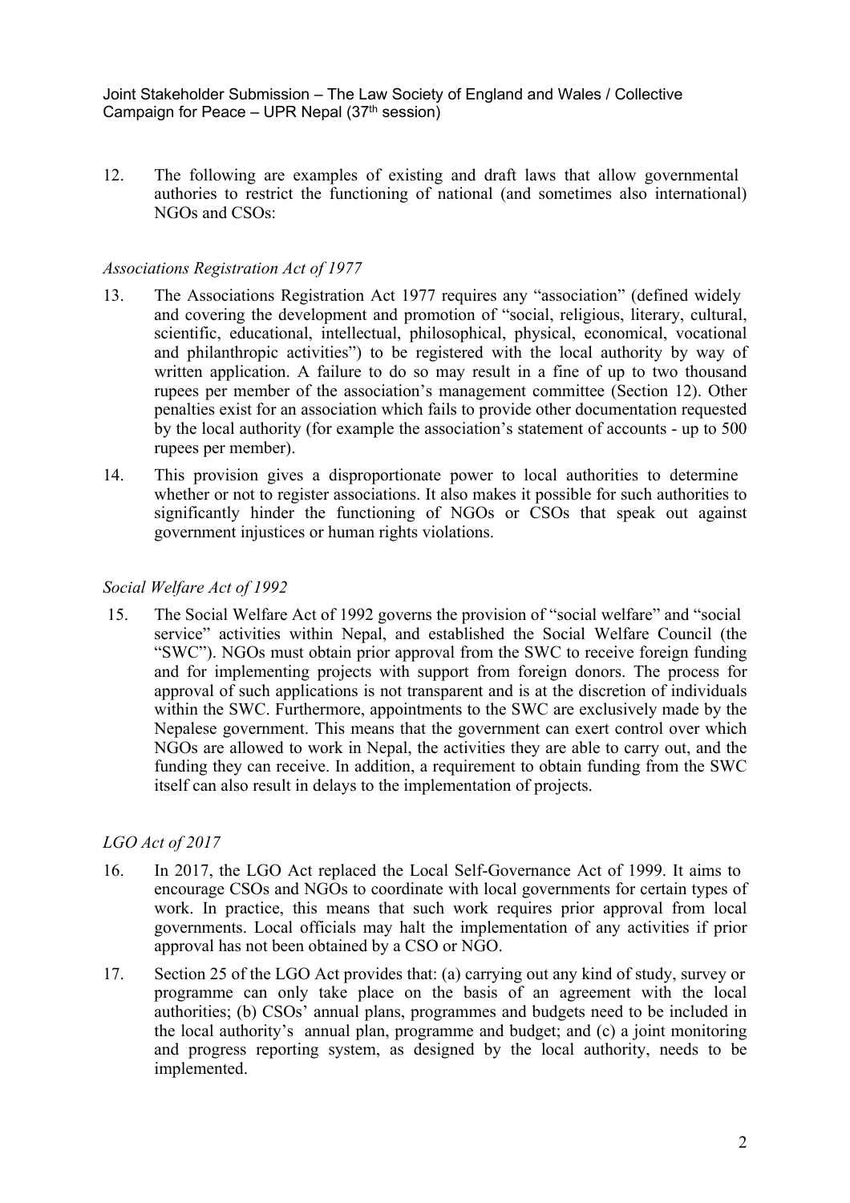12. The following are examples of existing and draft laws that allow governmental authories to restrict the functioning of national (and sometimes also international) NGOs and CSOs:

*Associations Registration Act of 1977*

13. The Associations Registration Act 1977 requires any "association" (defined widely and covering the development and promotion of "social, religious, literary, cultural, scientific, educational, intellectual, philosophical, physical, economical, vocational and philanthropic activities") to be registered with the local authority by way of written application. A failure to do so may result in a fine of up to two thousand rupees per member of the association's management committee (Section 12). Other penalties exist for an association which fails to provide other documentation requested by the local authority (for example the association's statement of accounts - up to 500 rupees per member).

14. This provision gives a disproportionate power to local authorities to determine whether or not to register associations. It also makes it possible for such authorities to significantly hinder the functioning of NGOs or CSOs that speak out against government injustices or human rights violations.

*Social Welfare Act of 1992*

15. The Social Welfare Act of 1992 governs the provision of "social welfare" and "social service" activities within Nepal, and established the Social Welfare Council (the "SWC"). NGOs must obtain prior approval from the SWC to receive foreign funding and for implementing projects with support from foreign donors. The process for approval of such applications is not transparent and is at the discretion of individuals within the SWC. Furthermore, appointments to the SWC are exclusively made by the Nepalese government. This means that the government can exert control over which NGOs are allowed to work in Nepal, the activities they are able to carry out, and the funding they can receive. In addition, a requirement to obtain funding from the SWC itself can also result in delays to the implementation of projects.

*LGO Act of 2017*

16. In 2017, the LGO Act replaced the Local Self-Governance Act of 1999. It aims to encourage CSOs and NGOs to coordinate with local governments for certain types of work. In practice, this means that such work requires prior approval from local governments. Local officials may halt the implementation of any activities if prior approval has not been obtained by a CSO or NGO.

17. Section 25 of the LGO Act provides that: (a) carrying out any kind of study, survey or programme can only take place on the basis of an agreement with the local authorities; (b) CSOs' annual plans, programmes and budgets need to be included in the local authority's annual plan, programme and budget; and (c) a joint monitoring and progress reporting system, as designed by the local authority, needs to be implemented.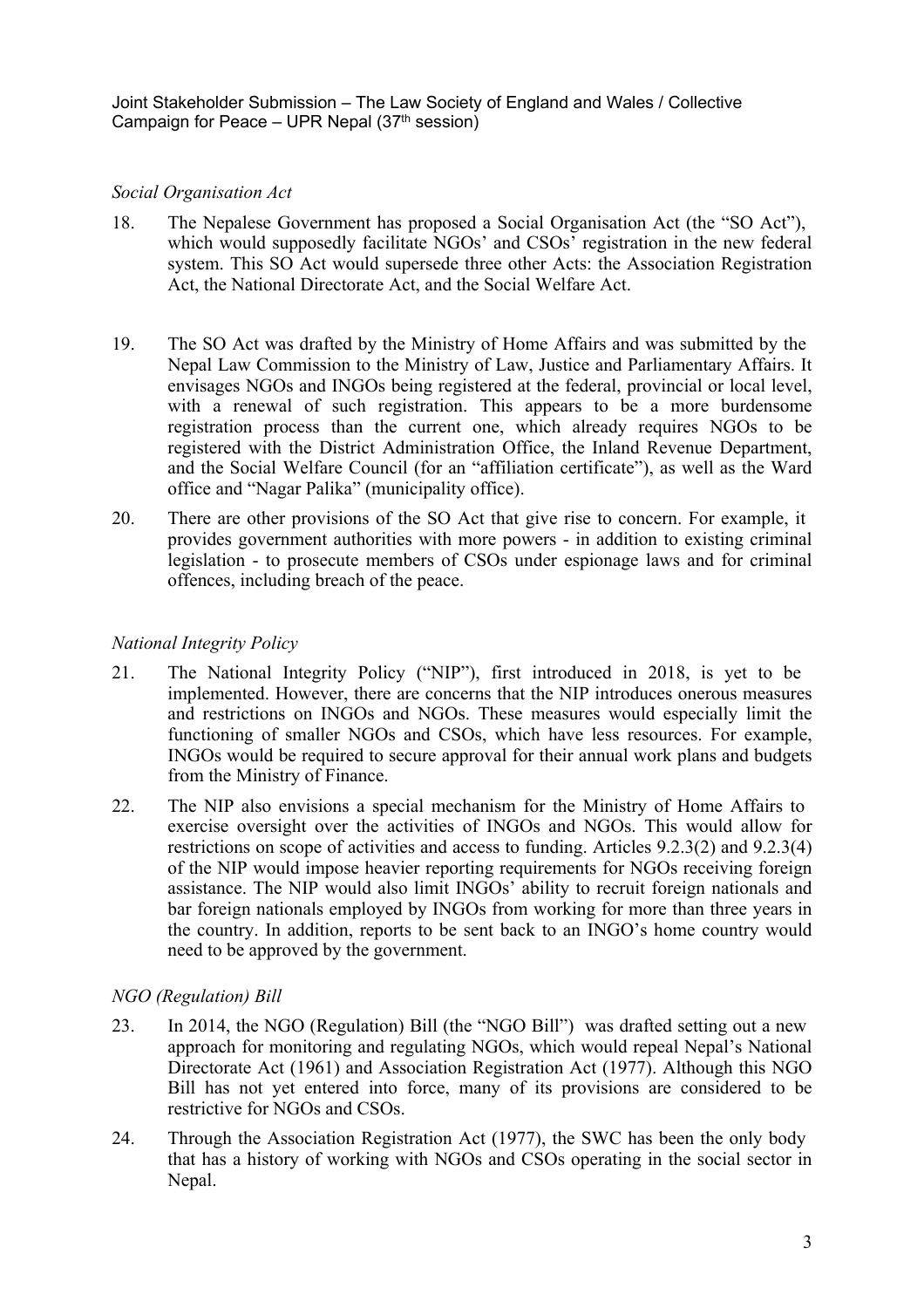*Social Organisation Act*

18. The Nepalese Government has proposed a Social Organisation Act (the "SO Act"), which would supposedly facilitate NGOs' and CSOs' registration in the new federal system. This SO Act would supersede three other Acts: the Association Registration Act, the National Directorate Act, and the Social Welfare Act.

19. The SO Act was drafted by the Ministry of Home Affairs and was submitted by the Nepal Law Commission to the Ministry of Law, Justice and Parliamentary Affairs. It envisages NGOs and INGOs being registered at the federal, provincial or local level, with a renewal of such registration. This appears to be a more burdensome registration process than the current one, which already requires NGOs to be registered with the District Administration Office, the Inland Revenue Department, and the Social Welfare Council (for an "affiliation certificate"), as well as the Ward office and "Nagar Palika" (municipality office).

20. There are other provisions of the SO Act that give rise to concern. For example, it provides government authorities with more powers - in addition to existing criminal legislation - to prosecute members of CSOs under espionage laws and for criminal offences, including breach of the peace.

*National Integrity Policy*

21. The National Integrity Policy ("NIP"), first introduced in 2018, is yet to be implemented. However, there are concerns that the NIP introduces onerous measures and restrictions on INGOs and NGOs. These measures would especially limit the functioning of smaller NGOs and CSOs, which have less resources. For example, INGOs would be required to secure approval for their annual work plans and budgets from the Ministry of Finance.

22. The NIP also envisions a special mechanism for the Ministry of Home Affairs to exercise oversight over the activities of INGOs and NGOs. This would allow for restrictions on scope of activities and access to funding. Articles 9.2.3(2) and 9.2.3(4) of the NIP would impose heavier reporting requirements for NGOs receiving foreign assistance. The NIP would also limit INGOs' ability to recruit foreign nationals and bar foreign nationals employed by INGOs from working for more than three years in the country. In addition, reports to be sent back to an INGO's home country would need to be approved by the government.

*NGO (Regulation) Bill*

23. In 2014, the NGO (Regulation) Bill (the "NGO Bill") was drafted setting out a new approach for monitoring and regulating NGOs, which would repeal Nepal's National Directorate Act (1961) and Association Registration Act (1977). Although this NGO Bill has not yet entered into force, many of its provisions are considered to be restrictive for NGOs and CSOs.

24. Through the Association Registration Act (1977), the SWC has been the only body that has a history of working with NGOs and CSOs operating in the social sector in Nepal.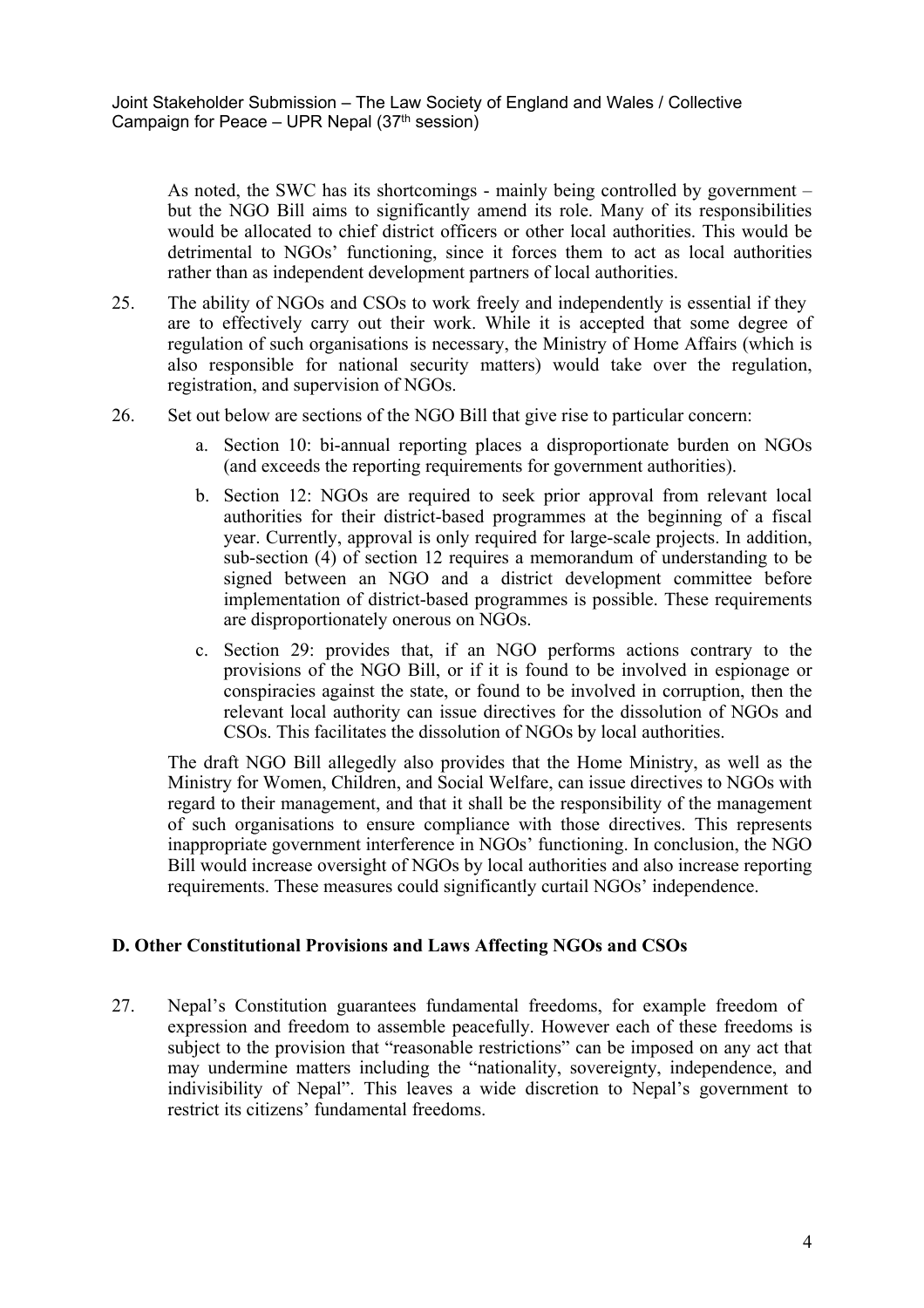As noted, the SWC has its shortcomings - mainly being controlled by government – but the NGO Bill aims to significantly amend its role. Many of its responsibilities would be allocated to chief district officers or other local authorities. This would be detrimental to NGOs' functioning, since it forces them to act as local authorities rather than as independent development partners of local authorities.

25. The ability of NGOs and CSOs to work freely and independently is essential if they are to effectively carry out their work. While it is accepted that some degree of regulation of such organisations is necessary, the Ministry of Home Affairs (which is also responsible for national security matters) would take over the regulation, registration, and supervision of NGOs.

26. Set out below are sections of the NGO Bill that give rise to particular concern:

    a. Section 10: bi-annual reporting places a disproportionate burden on NGOs (and exceeds the reporting requirements for government authorities).

    b. Section 12: NGOs are required to seek prior approval from relevant local authorities for their district-based programmes at the beginning of a fiscal year. Currently, approval is only required for large-scale projects. In addition, sub-section (4) of section 12 requires a memorandum of understanding to be signed between an NGO and a district development committee before implementation of district-based programmes is possible. These requirements are disproportionately onerous on NGOs.

    c. Section 29: provides that, if an NGO performs actions contrary to the provisions of the NGO Bill, or if it is found to be involved in espionage or conspiracies against the state, or found to be involved in corruption, then the relevant local authority can issue directives for the dissolution of NGOs and CSOs. This facilitates the dissolution of NGOs by local authorities.

    The draft NGO Bill allegedly also provides that the Home Ministry, as well as the Ministry for Women, Children, and Social Welfare, can issue directives to NGOs with regard to their management, and that it shall be the responsibility of the management of such organisations to ensure compliance with those directives. This represents inappropriate government interference in NGOs' functioning. In conclusion, the NGO Bill would increase oversight of NGOs by local authorities and also increase reporting requirements. These measures could significantly curtail NGOs' independence.

**D. Other Constitutional Provisions and Laws Affecting NGOs and CSOs**

27. Nepal's Constitution guarantees fundamental freedoms, for example freedom of expression and freedom to assemble peacefully. However each of these freedoms is subject to the provision that "reasonable restrictions" can be imposed on any act that may undermine matters including the "nationality, sovereignty, independence, and indivisibility of Nepal". This leaves a wide discretion to Nepal's government to restrict its citizens' fundamental freedoms.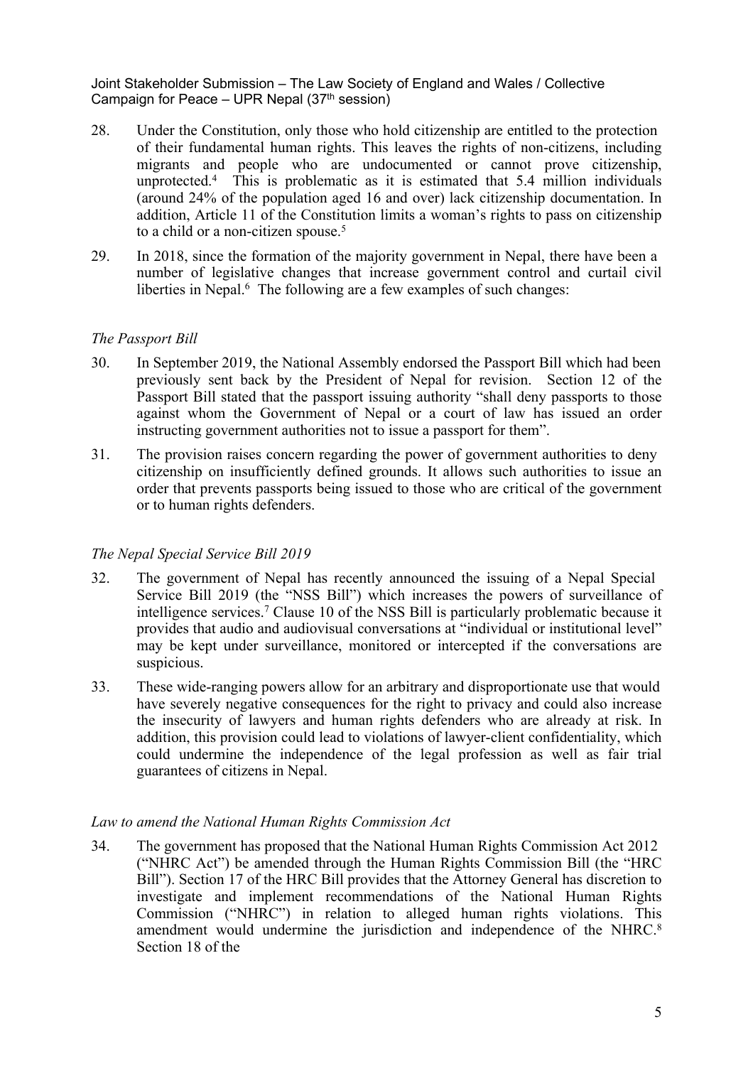28. Under the Constitution, only those who hold citizenship are entitled to the protection of their fundamental human rights. This leaves the rights of non-citizens, including migrants and people who are undocumented or cannot prove citizenship, unprotected.[4] This is problematic as it is estimated that 5.4 million individuals (around 24% of the population aged 16 and over) lack citizenship documentation. In addition, Article 11 of the Constitution limits a woman's rights to pass on citizenship to a child or a non-citizen spouse.[5]

29. In 2018, since the formation of the majority government in Nepal, there have been a number of legislative changes that increase government control and curtail civil liberties in Nepal.[6] The following are a few examples of such changes:

*The Passport Bill*

30. In September 2019, the National Assembly endorsed the Passport Bill which had been previously sent back by the President of Nepal for revision. Section 12 of the Passport Bill stated that the passport issuing authority "shall deny passports to those against whom the Government of Nepal or a court of law has issued an order instructing government authorities not to issue a passport for them".

31. The provision raises concern regarding the power of government authorities to deny citizenship on insufficiently defined grounds. It allows such authorities to issue an order that prevents passports being issued to those who are critical of the government or to human rights defenders.

*The Nepal Special Service Bill 2019*

32. The government of Nepal has recently announced the issuing of a Nepal Special Service Bill 2019 (the "NSS Bill") which increases the powers of surveillance of intelligence services.[7] Clause 10 of the NSS Bill is particularly problematic because it provides that audio and audiovisual conversations at "individual or institutional level" may be kept under surveillance, monitored or intercepted if the conversations are suspicious.

33. These wide-ranging powers allow for an arbitrary and disproportionate use that would have severely negative consequences for the right to privacy and could also increase the insecurity of lawyers and human rights defenders who are already at risk. In addition, this provision could lead to violations of lawyer-client confidentiality, which could undermine the independence of the legal profession as well as fair trial guarantees of citizens in Nepal.

*Law to amend the National Human Rights Commission Act*

34. The government has proposed that the National Human Rights Commission Act 2012 ("NHRC Act") be amended through the Human Rights Commission Bill (the "HRC Bill"). Section 17 of the HRC Bill provides that the Attorney General has discretion to investigate and implement recommendations of the National Human Rights Commission ("NHRC") in relation to alleged human rights violations. This amendment would undermine the jurisdiction and independence of the NHRC.[8] Section 18 of the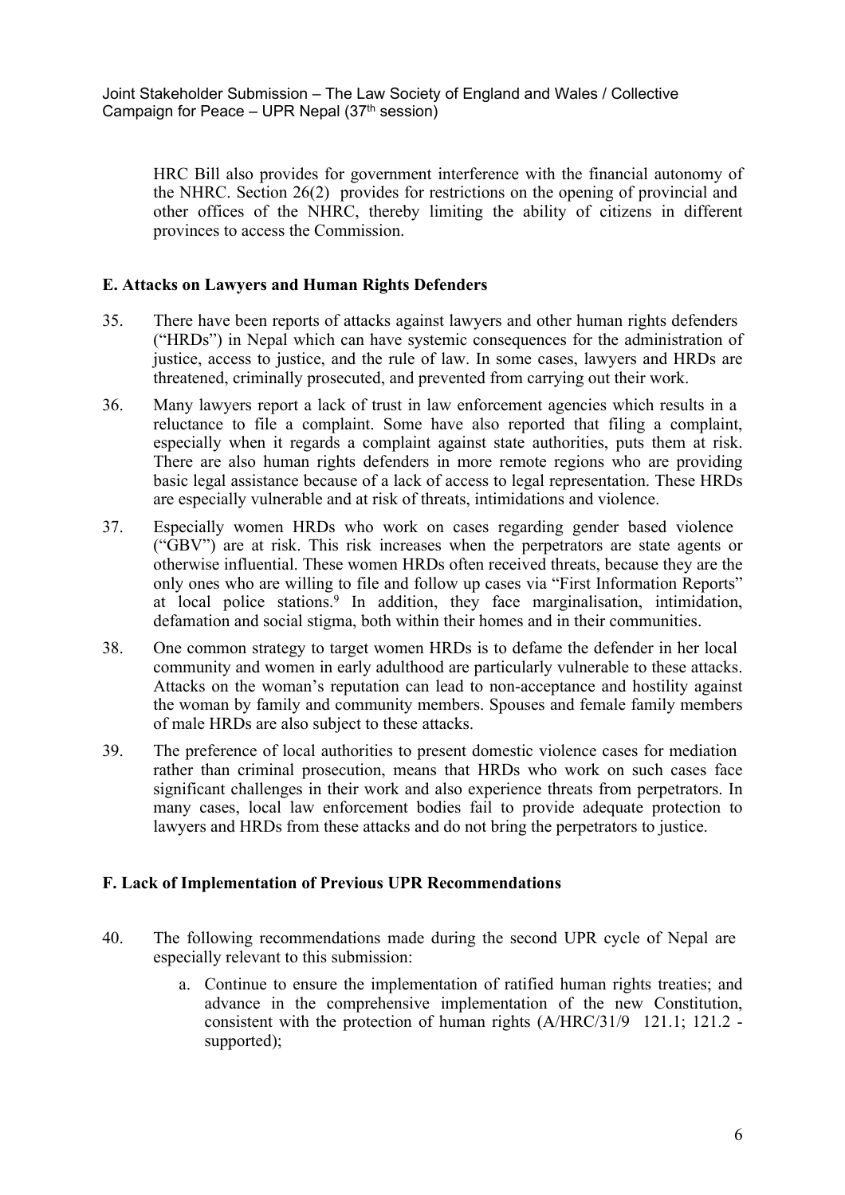HRC Bill also provides for government interference with the financial autonomy of the NHRC. Section 26(2) provides for restrictions on the opening of provincial and other offices of the NHRC, thereby limiting the ability of citizens in different provinces to access the Commission.

## E. Attacks on Lawyers and Human Rights Defenders

35. There have been reports of attacks against lawyers and other human rights defenders ("HRDs") in Nepal which can have systemic consequences for the administration of justice, access to justice, and the rule of law. In some cases, lawyers and HRDs are threatened, criminally prosecuted, and prevented from carrying out their work.

36. Many lawyers report a lack of trust in law enforcement agencies which results in a reluctance to file a complaint. Some have also reported that filing a complaint, especially when it regards a complaint against state authorities, puts them at risk. There are also human rights defenders in more remote regions who are providing basic legal assistance because of a lack of access to legal representation. These HRDs are especially vulnerable and at risk of threats, intimidations and violence.

37. Especially women HRDs who work on cases regarding gender based violence ("GBV") are at risk. This risk increases when the perpetrators are state agents or otherwise influential. These women HRDs often received threats, because they are the only ones who are willing to file and follow up cases via "First Information Reports" at local police stations.[9] In addition, they face marginalisation, intimidation, defamation and social stigma, both within their homes and in their communities.

38. One common strategy to target women HRDs is to defame the defender in her local community and women in early adulthood are particularly vulnerable to these attacks. Attacks on the woman's reputation can lead to non-acceptance and hostility against the woman by family and community members. Spouses and female family members of male HRDs are also subject to these attacks.

39. The preference of local authorities to present domestic violence cases for mediation rather than criminal prosecution, means that HRDs who work on such cases face significant challenges in their work and also experience threats from perpetrators. In many cases, local law enforcement bodies fail to provide adequate protection to lawyers and HRDs from these attacks and do not bring the perpetrators to justice.

## F. Lack of Implementation of Previous UPR Recommendations

40. The following recommendations made during the second UPR cycle of Nepal are especially relevant to this submission:

    a. Continue to ensure the implementation of ratified human rights treaties; and advance in the comprehensive implementation of the new Constitution, consistent with the protection of human rights (A/HRC/31/9 121.1; 121.2 - supported);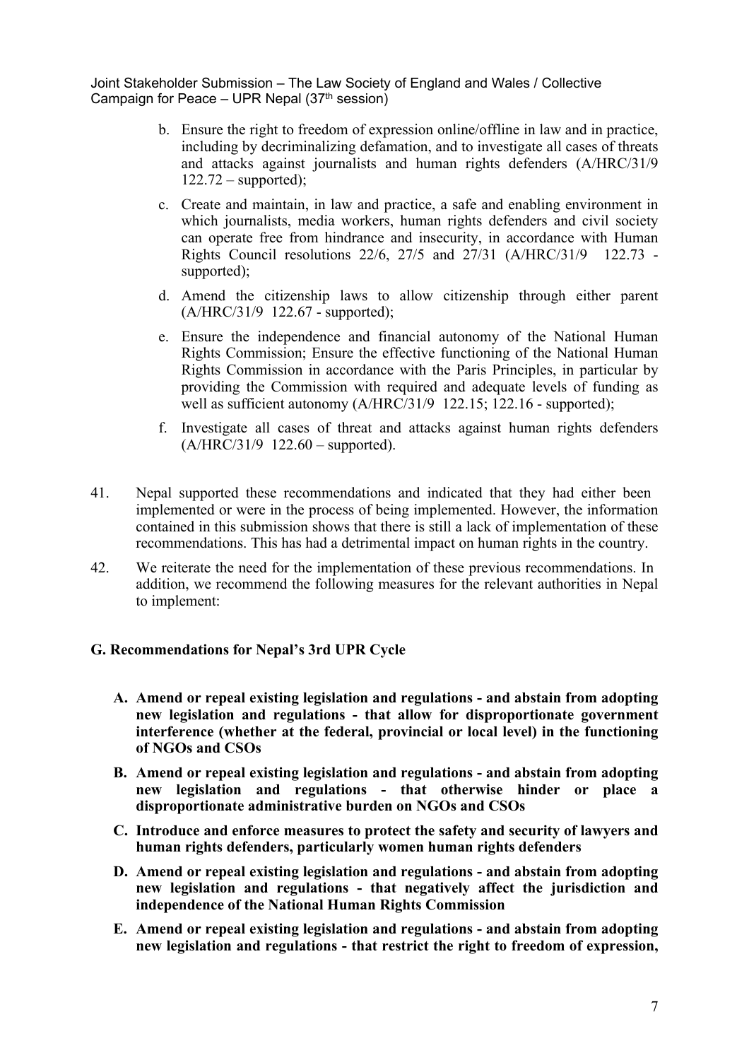b. Ensure the right to freedom of expression online/offline in law and in practice, including by decriminalizing defamation, and to investigate all cases of threats and attacks against journalists and human rights defenders (A/HRC/31/9 122.72 – supported);

c. Create and maintain, in law and practice, a safe and enabling environment in which journalists, media workers, human rights defenders and civil society can operate free from hindrance and insecurity, in accordance with Human Rights Council resolutions 22/6, 27/5 and 27/31 (A/HRC/31/9 122.73 - supported);

d. Amend the citizenship laws to allow citizenship through either parent (A/HRC/31/9 122.67 - supported);

e. Ensure the independence and financial autonomy of the National Human Rights Commission; Ensure the effective functioning of the National Human Rights Commission in accordance with the Paris Principles, in particular by providing the Commission with required and adequate levels of funding as well as sufficient autonomy (A/HRC/31/9 122.15; 122.16 - supported);

f. Investigate all cases of threat and attacks against human rights defenders (A/HRC/31/9 122.60 – supported).

41. Nepal supported these recommendations and indicated that they had either been implemented or were in the process of being implemented. However, the information contained in this submission shows that there is still a lack of implementation of these recommendations. This has had a detrimental impact on human rights in the country.

42. We reiterate the need for the implementation of these previous recommendations. In addition, we recommend the following measures for the relevant authorities in Nepal to implement:

## G. Recommendations for Nepal's 3rd UPR Cycle

**A. Amend or repeal existing legislation and regulations - and abstain from adopting new legislation and regulations - that allow for disproportionate government interference (whether at the federal, provincial or local level) in the functioning of NGOs and CSOs**

**B. Amend or repeal existing legislation and regulations - and abstain from adopting new legislation and regulations - that otherwise hinder or place a disproportionate administrative burden on NGOs and CSOs**

**C. Introduce and enforce measures to protect the safety and security of lawyers and human rights defenders, particularly women human rights defenders**

**D. Amend or repeal existing legislation and regulations - and abstain from adopting new legislation and regulations - that negatively affect the jurisdiction and independence of the National Human Rights Commission**

**E. Amend or repeal existing legislation and regulations - and abstain from adopting new legislation and regulations - that restrict the right to freedom of expression,**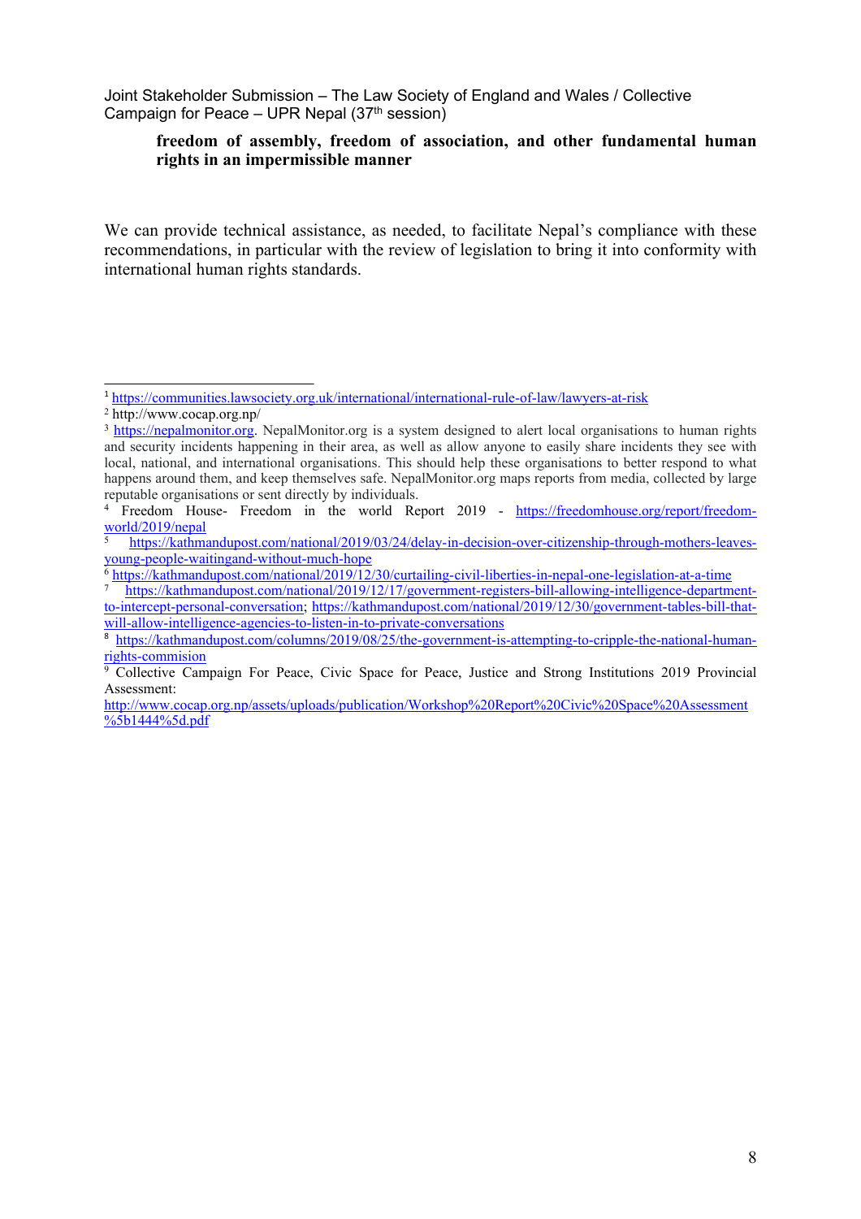**freedom of assembly, freedom of association, and other fundamental human rights in an impermissible manner**

We can provide technical assistance, as needed, to facilitate Nepal's compliance with these recommendations, in particular with the review of legislation to bring it into conformity with international human rights standards.

---

[1] https://communities.lawsociety.org.uk/international/international-rule-of-law/lawyers-at-risk

[2] http://www.cocap.org.np/

[3] https://nepalmonitor.org. NepalMonitor.org is a system designed to alert local organisations to human rights and security incidents happening in their area, as well as allow anyone to easily share incidents they see with local, national, and international organisations. This should help these organisations to better respond to what happens around them, and keep themselves safe. NepalMonitor.org maps reports from media, collected by large reputable organisations or sent directly by individuals.

[4] Freedom House- Freedom in the world Report 2019 - https://freedomhouse.org/report/freedom-world/2019/nepal

[5] https://kathmandupost.com/national/2019/03/24/delay-in-decision-over-citizenship-through-mothers-leaves-young-people-waitingand-without-much-hope

[6] https://kathmandupost.com/national/2019/12/30/curtailing-civil-liberties-in-nepal-one-legislation-at-a-time

[7] https://kathmandupost.com/national/2019/12/17/government-registers-bill-allowing-intelligence-department-to-intercept-personal-conversation; https://kathmandupost.com/national/2019/12/30/government-tables-bill-that-will-allow-intelligence-agencies-to-listen-in-to-private-conversations

[8] https://kathmandupost.com/columns/2019/08/25/the-government-is-attempting-to-cripple-the-national-human-rights-commision

[9] Collective Campaign For Peace, Civic Space for Peace, Justice and Strong Institutions 2019 Provincial Assessment: http://www.cocap.org.np/assets/uploads/publication/Workshop%20Report%20Civic%20Space%20Assessment%5b1444%5d.pdf